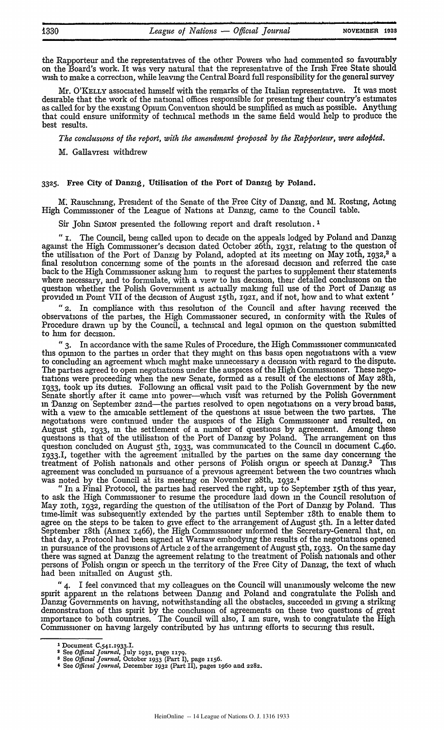the Rapporteur and the representatives of the other Powers who had commented so favourably on the Board's work. It was very natural that the representative of the Irish Free State should wish to make a correction, while leaving the Central Board full responsibility for the general survey

Mr. O'KELLY associated himself with the remarks of the Italian representative. It was most desirable that the work of the national offices responsible for presenting their country's estimates as called for by the existing Opium Convention should be simplified as much as possible. Anything that could ensure uniformity of technical methods in the same field would help to produce the best results.

*The conclusions of the report, with the amendment proposed by the Rapporteur, were adopted.*

M. Gallavresi withdrew

### 3325. Free City of Danzig, Utilisation of the Port of Danzig by Poland.

M. Rauschning, President of the Senate of the Free City of Danzig, and M. Rosting, Acting High Commissioner of the League of Nations at Danzig, came to the Council table.

Sir John SIMON presented the following report and draft resolution.[1]

" 1. The Council, being called upon to decide on the appeals lodged by Poland and Danzig against the High Commissioner's decision dated October 26th, 1931, relating to the question of the utilisation of the Port of Danzig by Poland, adopted at its meeting on May 10th, 1932,[2] a final resolution concerning some of the points in the aforesaid decision and referred the case back to the High Commissioner asking him 'to request the parties to supplement their statements where necessary, and to formulate, with a view to his decision, their detailed conclusions on the question whether the Polish Government is actually making full use of the Port of Danzig as provided in Point VII of the decision of August 15th, 1921, and if not, how and to what extent '

" 2. In compliance with this resolution of the Council and after having received the observations of the parties, the High Commissioner secured, in conformity with the Rules of Procedure drawn up by the Council, a technical and legal opinion on the question submitted to him for decision.

" 3. In accordance with the same Rules of Procedure, the High Commissioner communicated this opinion to the parties in order that they might on this basis open negotiations with a view to concluding an agreement which might make unnecessary a decision with regard to the dispute. The parties agreed to open negotiations under the auspices of the High Commissioner. These negotiations were proceeding when the new Senate, formed as a result of the elections of May 28th, 1933, took up its duties. Following an official visit paid to the Polish Government by the new Senate shortly after it came into power—which visit was returned by the Polish Government in Danzig on September 22nd—the parties resolved to open negotiations on a very broad basis, with a view to the amicable settlement of the questions at issue between the two parties. The negotiations were continued under the auspices of the High Commissioner and resulted, on August 5th, 1933, in the settlement of a number of questions by agreement. Among these questions is that of the utilisation of the Port of Danzig by Poland. The arrangement on this question concluded on August 5th, 1933, was communicated to the Council in document C.460. 1933.I, together with the agreement initialled by the parties on the same day concerning the treatment of Polish nationals and other persons of Polish origin or speech at Danzig.[3] This agreement was concluded in pursuance of a previous agreement between the two countries which was noted by the Council at its meeting on November 28th, 1932.[4]

" In a Final Protocol, the parties had reserved the right, up to September 15th of this year, to ask the High Commissioner to resume the procedure laid down in the Council resolution of May 10th, 1932, regarding the question of the utilisation of the Port of Danzig by Poland. This time-limit was subsequently extended by the parties until September 18th to enable them to agree on the steps to be taken to give effect to the arrangement of August 5th. In a letter dated September 18th (Annex 1466), the High Commissioner informed the Secretary-General that, on that day, a Protocol had been signed at Warsaw embodying the results of the negotiations opened in pursuance of the provisions of Article 2 of the arrangement of August 5th, 1933. On the same day there was signed at Danzig the agreement relating to the treatment of Polish nationals and other persons of Polish origin or speech in the territory of the Free City of Danzig, the text of which had been initialled on August 5th.

" 4. I feel convinced that my colleagues on the Council will unanimously welcome the new spirit apparent in the relations between Danzig and Poland and congratulate the Polish and Danzig Governments on having, notwithstanding all the obstacles, succeeded in giving a striking demonstration of this spirit by the conclusion of agreements on these two questions of great importance to both countries. The Council will also, I am sure, wish to congratulate the High Commissioner on having largely contributed by his untiring efforts to securing this result.

[1] Document C.541.1933.I.
[2] See *Official Journal*, July 1932, page 1179.
[3] See *Official Journal*, October 1933 (Part I), page 1156.
[4] See *Official Journal*, December 1932 (Part II), pages 1960 and 2282.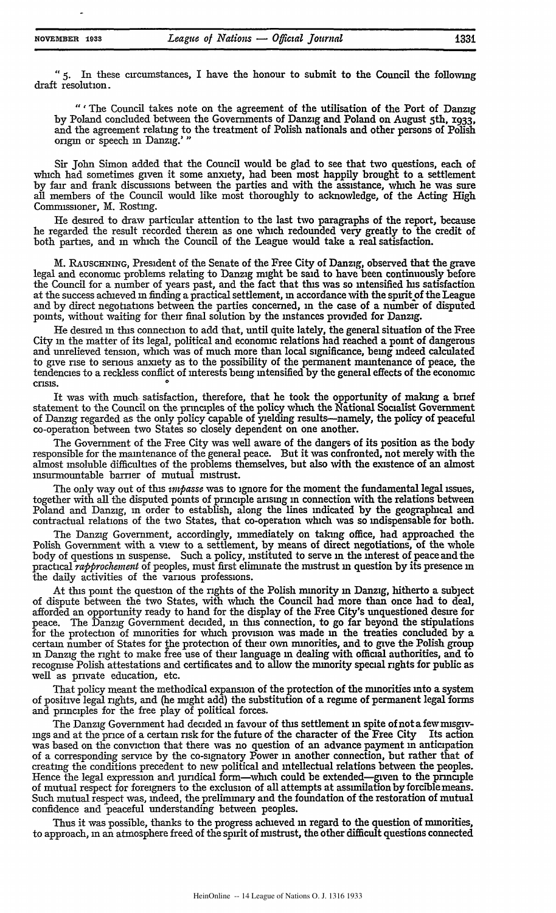" 5. In these circumstances, I have the honour to submit to the Council the following draft resolution.

" ' The Council takes note on the agreement of the utilisation of the Port of Danzig by Poland concluded between the Governments of Danzig and Poland on August 5th, 1933, and the agreement relating to the treatment of Polish nationals and other persons of Polish origin or speech in Danzig.' "

Sir John Simon added that the Council would be glad to see that two questions, each of which had sometimes given it some anxiety, had been most happily brought to a settlement by fair and frank discussions between the parties and with the assistance, which he was sure all members of the Council would like most thoroughly to acknowledge, of the Acting High Commissioner, M. Rosting.

He desired to draw particular attention to the last two paragraphs of the report, because he regarded the result recorded therein as one which redounded very greatly to the credit of both parties, and in which the Council of the League would take a real satisfaction.

M. RAUSCHNING, President of the Senate of the Free City of Danzig, observed that the grave legal and economic problems relating to Danzig might be said to have been continuously before the Council for a number of years past, and the fact that this was so intensified his satisfaction at the success achieved in finding a practical settlement, in accordance with the spirit of the League and by direct negotiations between the parties concerned, in the case of a number of disputed points, without waiting for their final solution by the instances provided for Danzig.

He desired in this connection to add that, until quite lately, the general situation of the Free City in the matter of its legal, political and economic relations had reached a point of dangerous and unrelieved tension, which was of much more than local significance, being indeed calculated to give rise to serious anxiety as to the possibility of the permanent maintenance of peace, the tendencies to a reckless conflict of interests being intensified by the general effects of the economic crisis.

It was with much satisfaction, therefore, that he took the opportunity of making a brief statement to the Council on the principles of the policy which the National Socialist Government of Danzig regarded as the only policy capable of yielding results—namely, the policy of peaceful co-operation between two States so closely dependent on one another.

The Government of the Free City was well aware of the dangers of its position as the body responsible for the maintenance of the general peace. But it was confronted, not merely with the almost insoluble difficulties of the problems themselves, but also with the existence of an almost insurmountable barrier of mutual mistrust.

The only way out of this *impasse* was to ignore for the moment the fundamental legal issues, together with all the disputed points of principle arising in connection with the relations between Poland and Danzig, in order to establish, along the lines indicated by the geographical and contractual relations of the two States, that co-operation which was so indispensable for both.

The Danzig Government, accordingly, immediately on taking office, had approached the Polish Government with a view to a settlement, by means of direct negotiations, of the whole body of questions in suspense. Such a policy, instituted to serve in the interest of peace and the practical *rapprochement* of peoples, must first eliminate the mistrust in question by its presence in the daily activities of the various professions.

At this point the question of the rights of the Polish minority in Danzig, hitherto a subject of dispute between the two States, with which the Council had more than once had to deal, afforded an opportunity ready to hand for the display of the Free City's unquestioned desire for peace. The Danzig Government decided, in this connection, to go far beyond the stipulations for the protection of minorities for which provision was made in the treaties concluded by a certain number of States for the protection of their own minorities, and to give the Polish group in Danzig the right to make free use of their language in dealing with official authorities, and to recognise Polish attestations and certificates and to allow the minority special rights for public as well as private education, etc.

That policy meant the methodical expansion of the protection of the minorities into a system of positive legal rights, and (he might add) the substitution of a regime of permanent legal forms and principles for the free play of political forces.

The Danzig Government had decided in favour of this settlement in spite of not a few misgivings and at the price of a certain risk for the future of the character of the Free City. Its action was based on the conviction that there was no question of an advance payment in anticipation of a corresponding service by the co-signatory Power in another connection, but rather that of creating the conditions precedent to new political and intellectual relations between the peoples. Hence the legal expression and juridical form—which could be extended—given to the principle of mutual respect for foreigners to the exclusion of all attempts at assimilation by forcible means. Such mutual respect was, indeed, the preliminary and the foundation of the restoration of mutual confidence and peaceful understanding between peoples.

Thus it was possible, thanks to the progress achieved in regard to the question of minorities, to approach, in an atmosphere freed of the spirit of mistrust, the other difficult questions connected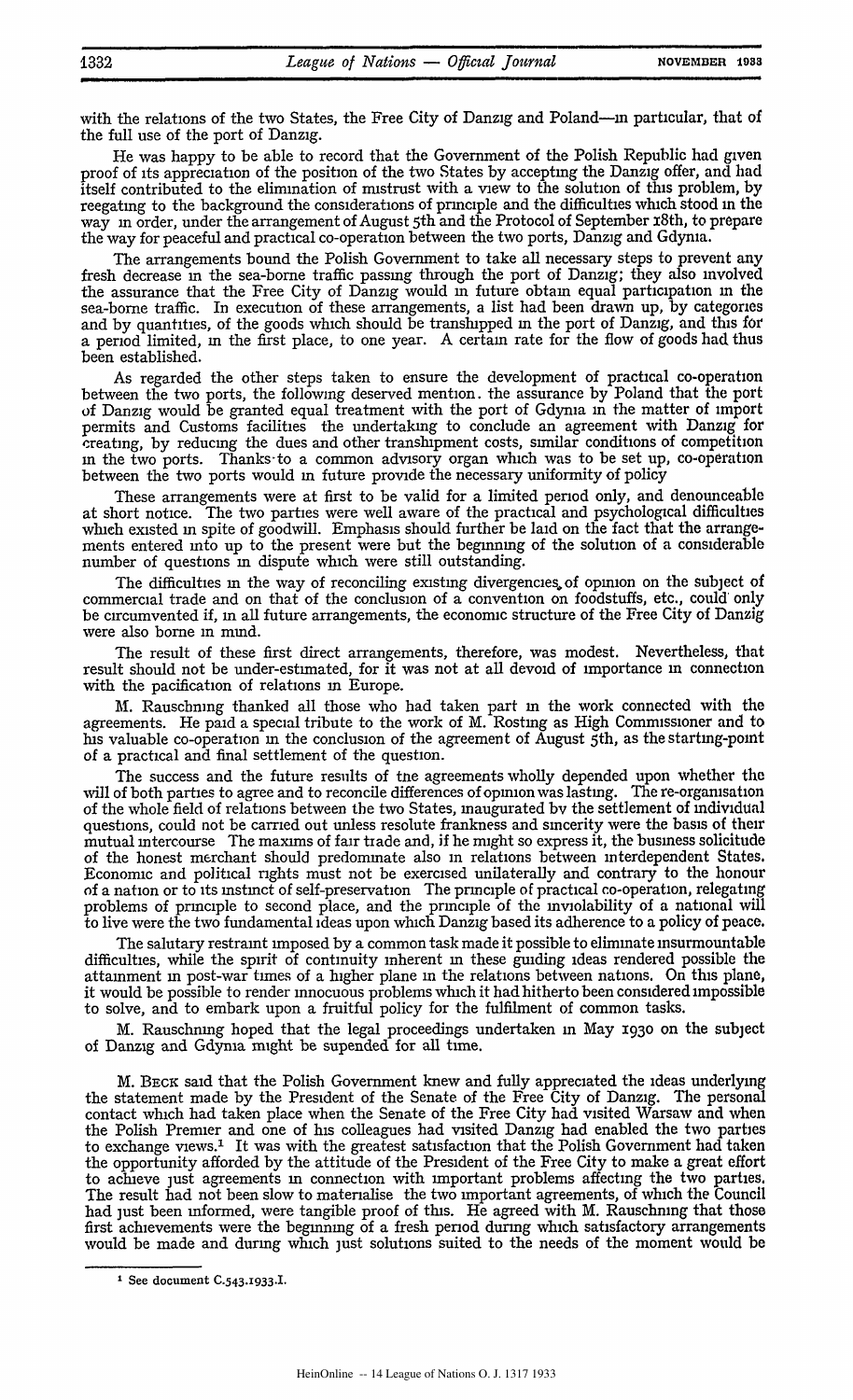with the relations of the two States, the Free City of Danzig and Poland—in particular, that of the full use of the port of Danzig.

He was happy to be able to record that the Government of the Polish Republic had given proof of its appreciation of the position of the two States by accepting the Danzig offer, and had itself contributed to the elimination of mistrust with a view to the solution of this problem, by reegating to the background the considerations of principle and the difficulties which stood in the way in order, under the arrangement of August 5th and the Protocol of September 18th, to prepare the way for peaceful and practical co-operation between the two ports, Danzig and Gdynia.

The arrangements bound the Polish Government to take all necessary steps to prevent any fresh decrease in the sea-borne traffic passing through the port of Danzig; they also involved the assurance that the Free City of Danzig would in future obtain equal participation in the sea-borne traffic. In execution of these arrangements, a list had been drawn up, by categories and by quantities, of the goods which should be transhipped in the port of Danzig, and this for a period limited, in the first place, to one year. A certain rate for the flow of goods had thus been established.

As regarded the other steps taken to ensure the development of practical co-operation between the two ports, the following deserved mention. the assurance by Poland that the port of Danzig would be granted equal treatment with the port of Gdynia in the matter of import permits and Customs facilities the undertaking to conclude an agreement with Danzig for creating, by reducing the dues and other transhipment costs, similar conditions of competition in the two ports. Thanks to a common advisory organ which was to be set up, co-operation between the two ports would in future provide the necessary uniformity of policy

These arrangements were at first to be valid for a limited period only, and denounceable at short notice. The two parties were well aware of the practical and psychological difficulties which existed in spite of goodwill. Emphasis should further be laid on the fact that the arrangements entered into up to the present were but the beginning of the solution of a considerable number of questions in dispute which were still outstanding.

The difficulties in the way of reconciling existing divergencies of opinion on the subject of commercial trade and on that of the conclusion of a convention on foodstuffs, etc., could only be circumvented if, in all future arrangements, the economic structure of the Free City of Danzig were also borne in mind.

The result of these first direct arrangements, therefore, was modest. Nevertheless, that result should not be under-estimated, for it was not at all devoid of importance in connection with the pacification of relations in Europe.

M. Rauschning thanked all those who had taken part in the work connected with the agreements. He paid a special tribute to the work of M. Rosting as High Commissioner and to his valuable co-operation in the conclusion of the agreement of August 5th, as the starting-point of a practical and final settlement of the question.

The success and the future results of the agreements wholly depended upon whether the will of both parties to agree and to reconcile differences of opinion was lasting. The re-organisation of the whole field of relations between the two States, inaugurated by the settlement of individual questions, could not be carried out unless resolute frankness and sincerity were the basis of their mutual intercourse The maxims of fair trade and, if he might so express it, the business solicitude of the honest merchant should predominate also in relations between interdependent States. Economic and political rights must not be exercised unilaterally and contrary to the honour of a nation or to its instinct of self-preservation The principle of practical co-operation, relegating problems of principle to second place, and the principle of the inviolability of a national will to live were the two fundamental ideas upon which Danzig based its adherence to a policy of peace.

The salutary restraint imposed by a common task made it possible to eliminate insurmountable difficulties, while the spirit of continuity inherent in these guiding ideas rendered possible the attainment in post-war times of a higher plane in the relations between nations. On this plane, it would be possible to render innocuous problems which it had hitherto been considered impossible to solve, and to embark upon a fruitful policy for the fulfilment of common tasks.

M. Rauschning hoped that the legal proceedings undertaken in May 1930 on the subject of Danzig and Gdynia might be supended for all time.

M. BECK said that the Polish Government knew and fully appreciated the ideas underlying the statement made by the President of the Senate of the Free City of Danzig. The personal contact which had taken place when the Senate of the Free City had visited Warsaw and when the Polish Premier and one of his colleagues had visited Danzig had enabled the two parties to exchange views.[1] It was with the greatest satisfaction that the Polish Government had taken the opportunity afforded by the attitude of the President of the Free City to make a great effort to achieve just agreements in connection with important problems affecting the two parties. The result had not been slow to materialise the two important agreements, of which the Council had just been informed, were tangible proof of this. He agreed with M. Rauschning that those first achievements were the beginning of a fresh period during which satisfactory arrangements would be made and during which just solutions suited to the needs of the moment would be

[1] See document C.543.1933.I.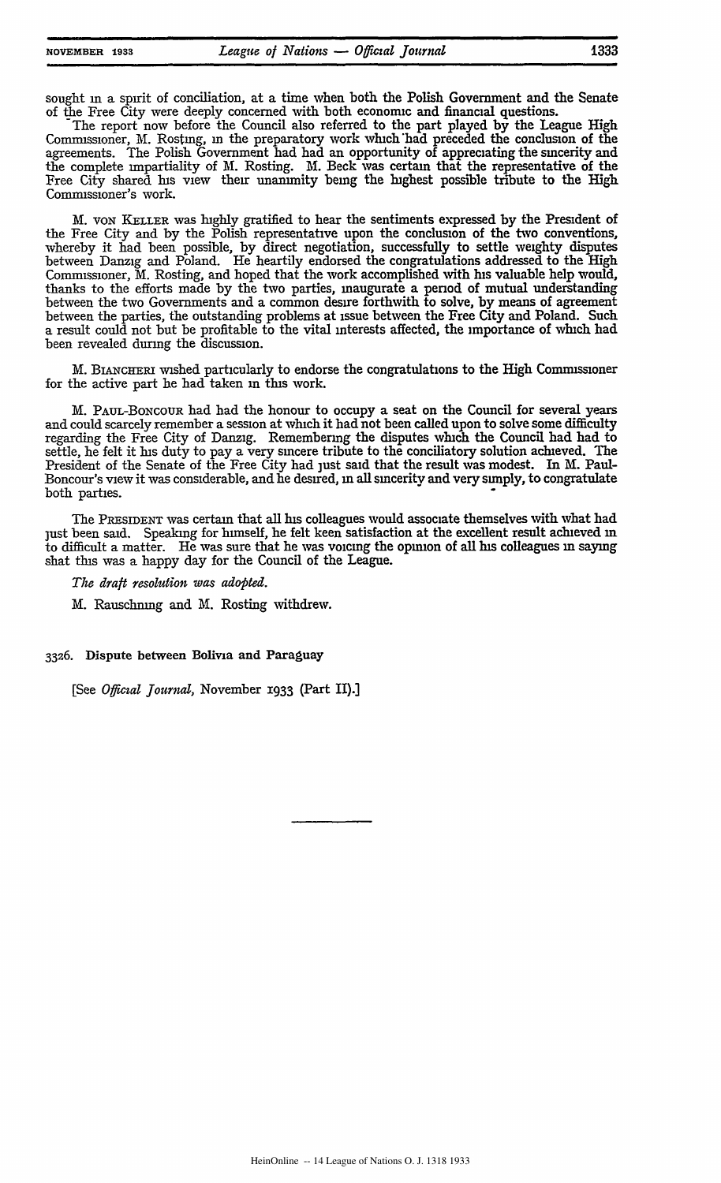sought in a spirit of conciliation, at a time when both the Polish Government and the Senate of the Free City were deeply concerned with both economic and financial questions.

The report now before the Council also referred to the part played by the League High Commissioner, M. Rosting, in the preparatory work which had preceded the conclusion of the agreements. The Polish Government had had an opportunity of appreciating the sincerity and the complete impartiality of M. Rosting. M. Beck was certain that the representative of the Free City shared his view their unanimity being the highest possible tribute to the High Commissioner's work.

M. von KELLER was highly gratified to hear the sentiments expressed by the President of the Free City and by the Polish representative upon the conclusion of the two conventions, whereby it had been possible, by direct negotiation, successfully to settle weighty disputes between Danzig and Poland. He heartily endorsed the congratulations addressed to the High Commissioner, M. Rosting, and hoped that the work accomplished with his valuable help would, thanks to the efforts made by the two parties, inaugurate a period of mutual understanding between the two Governments and a common desire forthwith to solve, by means of agreement between the parties, the outstanding problems at issue between the Free City and Poland. Such a result could not but be profitable to the vital interests affected, the importance of which had been revealed during the discussion.

M. BIANCHERI wished particularly to endorse the congratulations to the High Commissioner for the active part he had taken in this work.

M. PAUL-BONCOUR had had the honour to occupy a seat on the Council for several years and could scarcely remember a session at which it had not been called upon to solve some difficulty regarding the Free City of Danzig. Remembering the disputes which the Council had had to settle, he felt it his duty to pay a very sincere tribute to the conciliatory solution achieved. The President of the Senate of the Free City had just said that the result was modest. In M. Paul-Boncour's view it was considerable, and he desired, in all sincerity and very simply, to congratulate both parties.

The PRESIDENT was certain that all his colleagues would associate themselves with what had just been said. Speaking for himself, he felt keen satisfaction at the excellent result achieved in to difficult a matter. He was sure that he was voicing the opinion of all his colleagues in saying shat this was a happy day for the Council of the League.

*The draft resolution was adopted.*

M. Rauschning and M. Rosting withdrew.

3326. **Dispute between Bolivia and Paraguay**

[See *Official Journal*, November 1933 (Part II).]